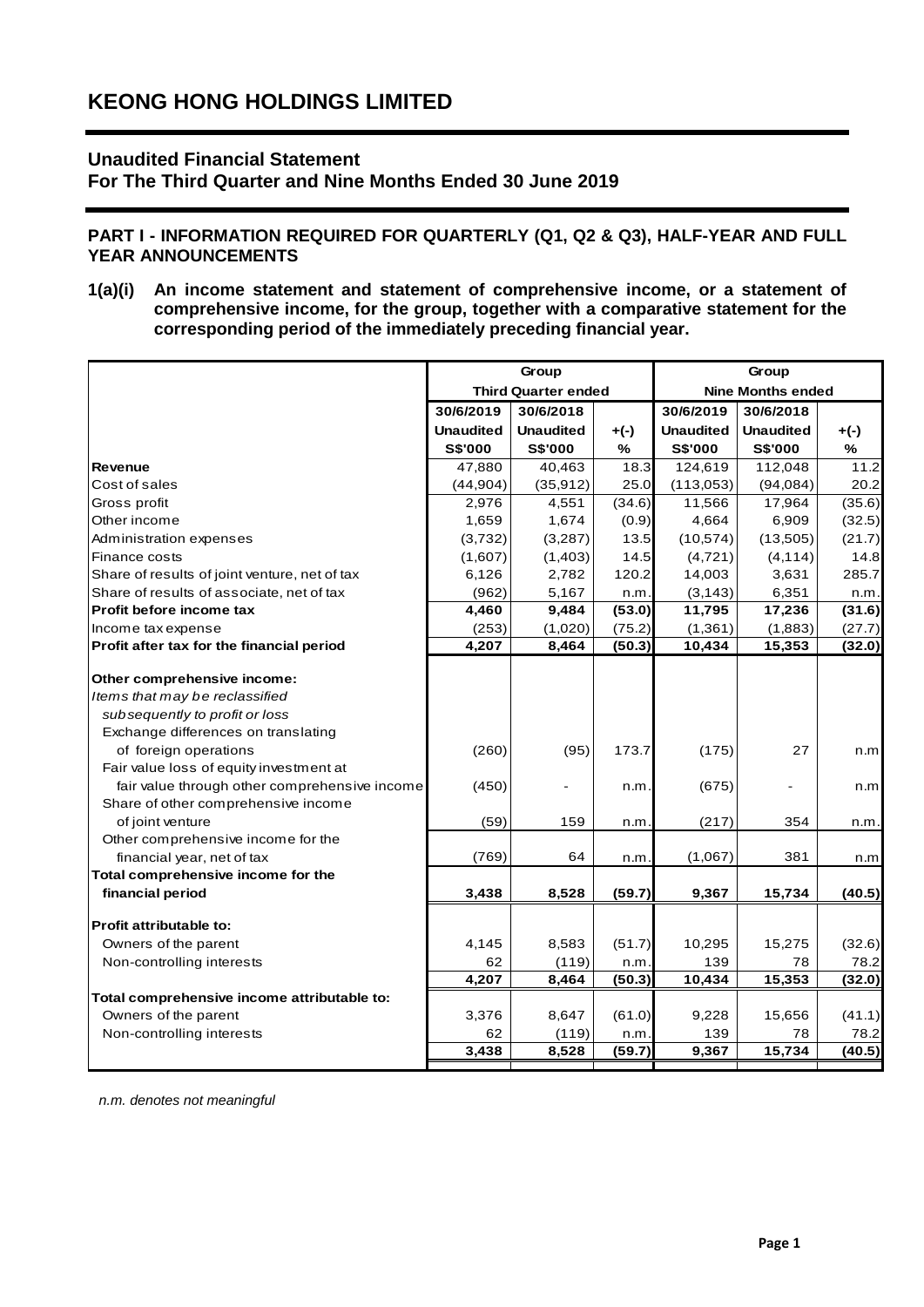# KEONG HONG HOLDINGS LIMITED

## Unaudited Financial Statement
## For The Third Quarter and Nine Months Ended 30 June 2019

### PART I - INFORMATION REQUIRED FOR QUARTERLY (Q1, Q2 & Q3), HALF-YEAR AND FULL YEAR ANNOUNCEMENTS

**1(a)(i) An income statement and statement of comprehensive income, or a statement of comprehensive income, for the group, together with a comparative statement for the corresponding period of the immediately preceding financial year.**

| | Group | | | Group | | |
|---|---|---|---|---|---|---|
| | Third Quarter ended | | | Nine Months ended | | |
| | 30/6/2019 | 30/6/2018 | | 30/6/2019 | 30/6/2018 | |
| | Unaudited | Unaudited | +(-) | Unaudited | Unaudited | +(-) |
| | S$'000 | S$'000 | % | S$'000 | S$'000 | % |
| **Revenue** | 47,880 | 40,463 | 18.3 | 124,619 | 112,048 | 11.2 |
| Cost of sales | (44,904) | (35,912) | 25.0 | (113,053) | (94,084) | 20.2 |
| Gross profit | 2,976 | 4,551 | (34.6) | 11,566 | 17,964 | (35.6) |
| Other income | 1,659 | 1,674 | (0.9) | 4,664 | 6,909 | (32.5) |
| Administration expenses | (3,732) | (3,287) | 13.5 | (10,574) | (13,505) | (21.7) |
| Finance costs | (1,607) | (1,403) | 14.5 | (4,721) | (4,114) | 14.8 |
| Share of results of joint venture, net of tax | 6,126 | 2,782 | 120.2 | 14,003 | 3,631 | 285.7 |
| Share of results of associate, net of tax | (962) | 5,167 | n.m. | (3,143) | 6,351 | n.m. |
| **Profit before income tax** | **4,460** | **9,484** | **(53.0)** | **11,795** | **17,236** | **(31.6)** |
| Income tax expense | (253) | (1,020) | (75.2) | (1,361) | (1,883) | (27.7) |
| **Profit after tax for the financial period** | **4,207** | **8,464** | **(50.3)** | **10,434** | **15,353** | **(32.0)** |
| **Other comprehensive income:** | | | | | | |
| *Items that may be reclassified subsequently to profit or loss* | | | | | | |
| Exchange differences on translating of foreign operations | (260) | (95) | 173.7 | (175) | 27 | n.m |
| Fair value loss of equity investment at fair value through other comprehensive income | (450) | - | n.m. | (675) | - | n.m |
| Share of other comprehensive income of joint venture | (59) | 159 | n.m. | (217) | 354 | n.m. |
| Other comprehensive income for the financial year, net of tax | (769) | 64 | n.m. | (1,067) | 381 | n.m |
| **Total comprehensive income for the financial period** | **3,438** | **8,528** | **(59.7)** | **9,367** | **15,734** | **(40.5)** |
| **Profit attributable to:** | | | | | | |
| Owners of the parent | 4,145 | 8,583 | (51.7) | 10,295 | 15,275 | (32.6) |
| Non-controlling interests | 62 | (119) | n.m. | 139 | 78 | 78.2 |
| | **4,207** | **8,464** | **(50.3)** | **10,434** | **15,353** | **(32.0)** |
| **Total comprehensive income attributable to:** | | | | | | |
| Owners of the parent | 3,376 | 8,647 | (61.0) | 9,228 | 15,656 | (41.1) |
| Non-controlling interests | 62 | (119) | n.m. | 139 | 78 | 78.2 |
| | **3,438** | **8,528** | **(59.7)** | **9,367** | **15,734** | **(40.5)** |

*n.m. denotes not meaningful*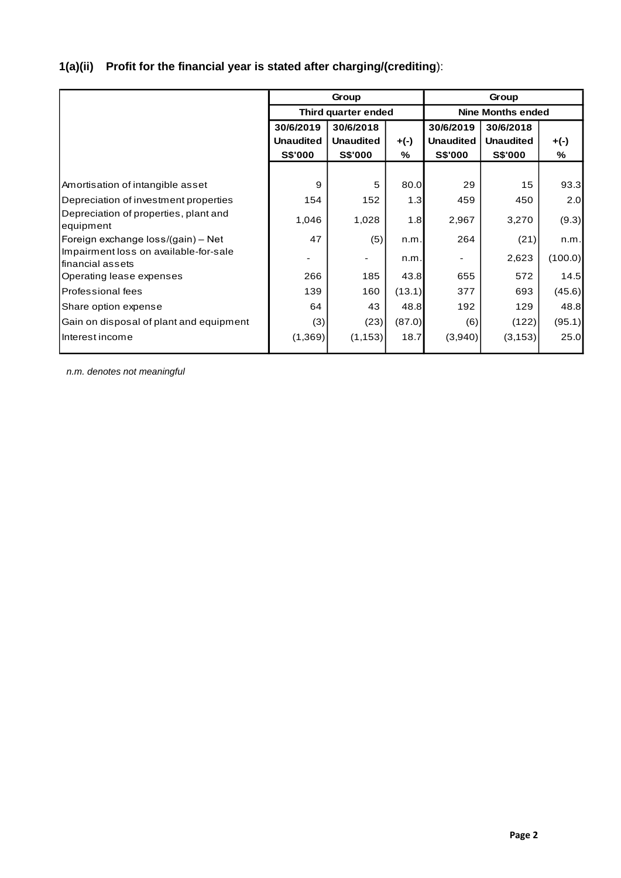## 1(a)(ii) Profit for the financial year is stated after charging/(crediting):

| | Group | | | Group | | |
|---|---|---|---|---|---|---|
| | Third quarter ended | | | Nine Months ended | | |
| | 30/6/2019 Unaudited S$'000 | 30/6/2018 Unaudited S$'000 | +(-) % | 30/6/2019 Unaudited S$'000 | 30/6/2018 Unaudited S$'000 | +(-) % |
| Amortisation of intangible asset | 9 | 5 | 80.0 | 29 | 15 | 93.3 |
| Depreciation of investment properties | 154 | 152 | 1.3 | 459 | 450 | 2.0 |
| Depreciation of properties, plant and equipment | 1,046 | 1,028 | 1.8 | 2,967 | 3,270 | (9.3) |
| Foreign exchange loss/(gain) – Net | 47 | (5) | n.m. | 264 | (21) | n.m. |
| Impairment loss on available-for-sale financial assets | - | - | n.m. | - | 2,623 | (100.0) |
| Operating lease expenses | 266 | 185 | 43.8 | 655 | 572 | 14.5 |
| Professional fees | 139 | 160 | (13.1) | 377 | 693 | (45.6) |
| Share option expense | 64 | 43 | 48.8 | 192 | 129 | 48.8 |
| Gain on disposal of plant and equipment | (3) | (23) | (87.0) | (6) | (122) | (95.1) |
| Interest income | (1,369) | (1,153) | 18.7 | (3,940) | (3,153) | 25.0 |

*n.m. denotes not meaningful*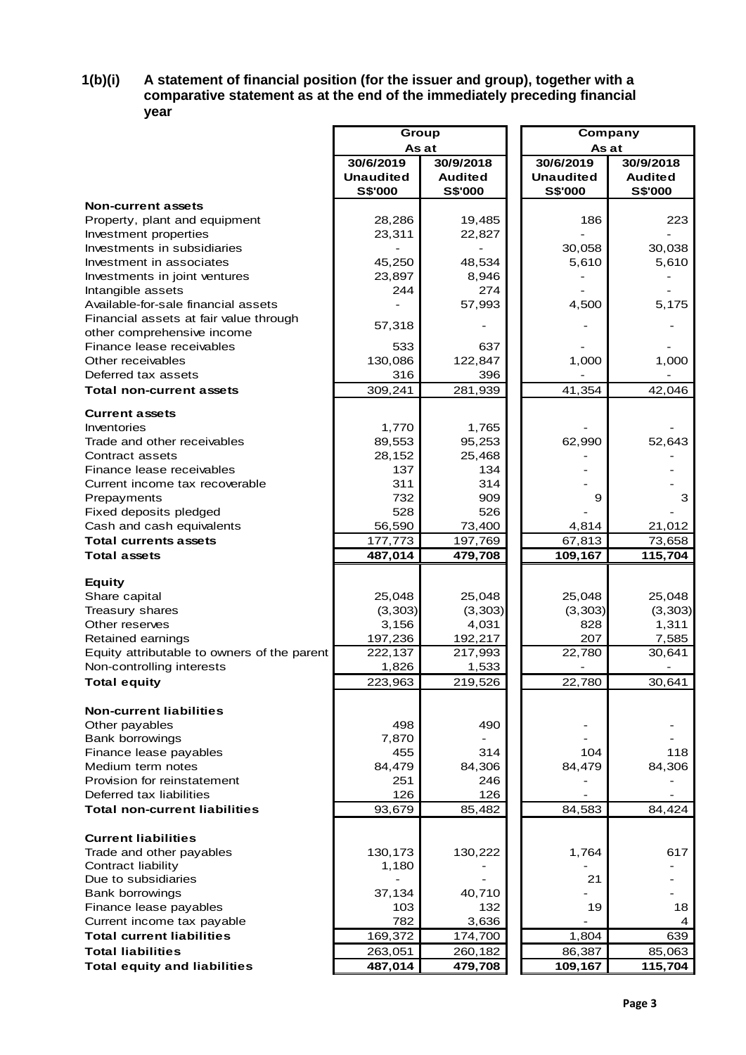## 1(b)(i) A statement of financial position (for the issuer and group), together with a comparative statement as at the end of the immediately preceding financial year

| | Group | | Company | |
|---|---|---|---|---|
| | As at | | As at | |
| | 30/6/2019 | 30/9/2018 | 30/6/2019 | 30/9/2018 |
| | Unaudited | Audited | Unaudited | Audited |
| | S$'000 | S$'000 | S$'000 | S$'000 |
| **Non-current assets** | | | | |
| Property, plant and equipment | 28,286 | 19,485 | 186 | 223 |
| Investment properties | 23,311 | 22,827 | - | - |
| Investments in subsidiaries | - | - | 30,058 | 30,038 |
| Investment in associates | 45,250 | 48,534 | 5,610 | 5,610 |
| Investments in joint ventures | 23,897 | 8,946 | - | - |
| Intangible assets | 244 | 274 | - | - |
| Available-for-sale financial assets | - | 57,993 | 4,500 | 5,175 |
| Financial assets at fair value through other comprehensive income | 57,318 | - | - | - |
| Finance lease receivables | 533 | 637 | - | - |
| Other receivables | 130,086 | 122,847 | 1,000 | 1,000 |
| Deferred tax assets | 316 | 396 | - | - |
| **Total non-current assets** | 309,241 | 281,939 | 41,354 | 42,046 |
| **Current assets** | | | | |
| Inventories | 1,770 | 1,765 | - | - |
| Trade and other receivables | 89,553 | 95,253 | 62,990 | 52,643 |
| Contract assets | 28,152 | 25,468 | - | - |
| Finance lease receivables | 137 | 134 | - | - |
| Current income tax recoverable | 311 | 314 | - | - |
| Prepayments | 732 | 909 | 9 | 3 |
| Fixed deposits pledged | 528 | 526 | - | - |
| Cash and cash equivalents | 56,590 | 73,400 | 4,814 | 21,012 |
| **Total currents assets** | 177,773 | 197,769 | 67,813 | 73,658 |
| **Total assets** | 487,014 | 479,708 | 109,167 | 115,704 |
| **Equity** | | | | |
| Share capital | 25,048 | 25,048 | 25,048 | 25,048 |
| Treasury shares | (3,303) | (3,303) | (3,303) | (3,303) |
| Other reserves | 3,156 | 4,031 | 828 | 1,311 |
| Retained earnings | 197,236 | 192,217 | 207 | 7,585 |
| Equity attributable to owners of the parent | 222,137 | 217,993 | 22,780 | 30,641 |
| Non-controlling interests | 1,826 | 1,533 | - | - |
| **Total equity** | 223,963 | 219,526 | 22,780 | 30,641 |
| **Non-current liabilities** | | | | |
| Other payables | 498 | 490 | - | - |
| Bank borrowings | 7,870 | - | - | - |
| Finance lease payables | 455 | 314 | 104 | 118 |
| Medium term notes | 84,479 | 84,306 | 84,479 | 84,306 |
| Provision for reinstatement | 251 | 246 | - | - |
| Deferred tax liabilities | 126 | 126 | - | - |
| **Total non-current liabilities** | 93,679 | 85,482 | 84,583 | 84,424 |
| **Current liabilities** | | | | |
| Trade and other payables | 130,173 | 130,222 | 1,764 | 617 |
| Contract liability | 1,180 | - | - | - |
| Due to subsidiaries | - | - | 21 | - |
| Bank borrowings | 37,134 | 40,710 | - | - |
| Finance lease payables | 103 | 132 | 19 | 18 |
| Current income tax payable | 782 | 3,636 | - | 4 |
| **Total current liabilities** | 169,372 | 174,700 | 1,804 | 639 |
| **Total liabilities** | 263,051 | 260,182 | 86,387 | 85,063 |
| **Total equity and liabilities** | 487,014 | 479,708 | 109,167 | 115,704 |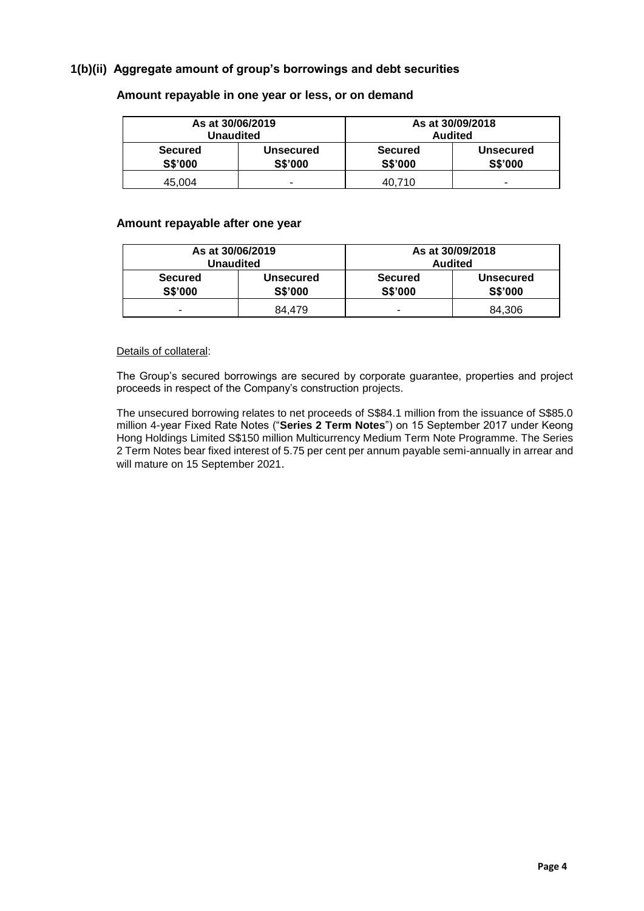### 1(b)(ii) Aggregate amount of group's borrowings and debt securities

**Amount repayable in one year or less, or on demand**

| As at 30/06/2019 Unaudited | | As at 30/09/2018 Audited | |
|---|---|---|---|
| **Secured S$'000** | **Unsecured S$'000** | **Secured S$'000** | **Unsecured S$'000** |
| 45,004 | - | 40,710 | - |

**Amount repayable after one year**

| As at 30/06/2019 Unaudited | | As at 30/09/2018 Audited | |
|---|---|---|---|
| **Secured S$'000** | **Unsecured S$'000** | **Secured S$'000** | **Unsecured S$'000** |
| - | 84,479 | - | 84,306 |

Details of collateral:

The Group's secured borrowings are secured by corporate guarantee, properties and project proceeds in respect of the Company's construction projects.

The unsecured borrowing relates to net proceeds of S$84.1 million from the issuance of S$85.0 million 4-year Fixed Rate Notes ("**Series 2 Term Notes**") on 15 September 2017 under Keong Hong Holdings Limited S$150 million Multicurrency Medium Term Note Programme. The Series 2 Term Notes bear fixed interest of 5.75 per cent per annum payable semi-annually in arrear and will mature on 15 September 2021.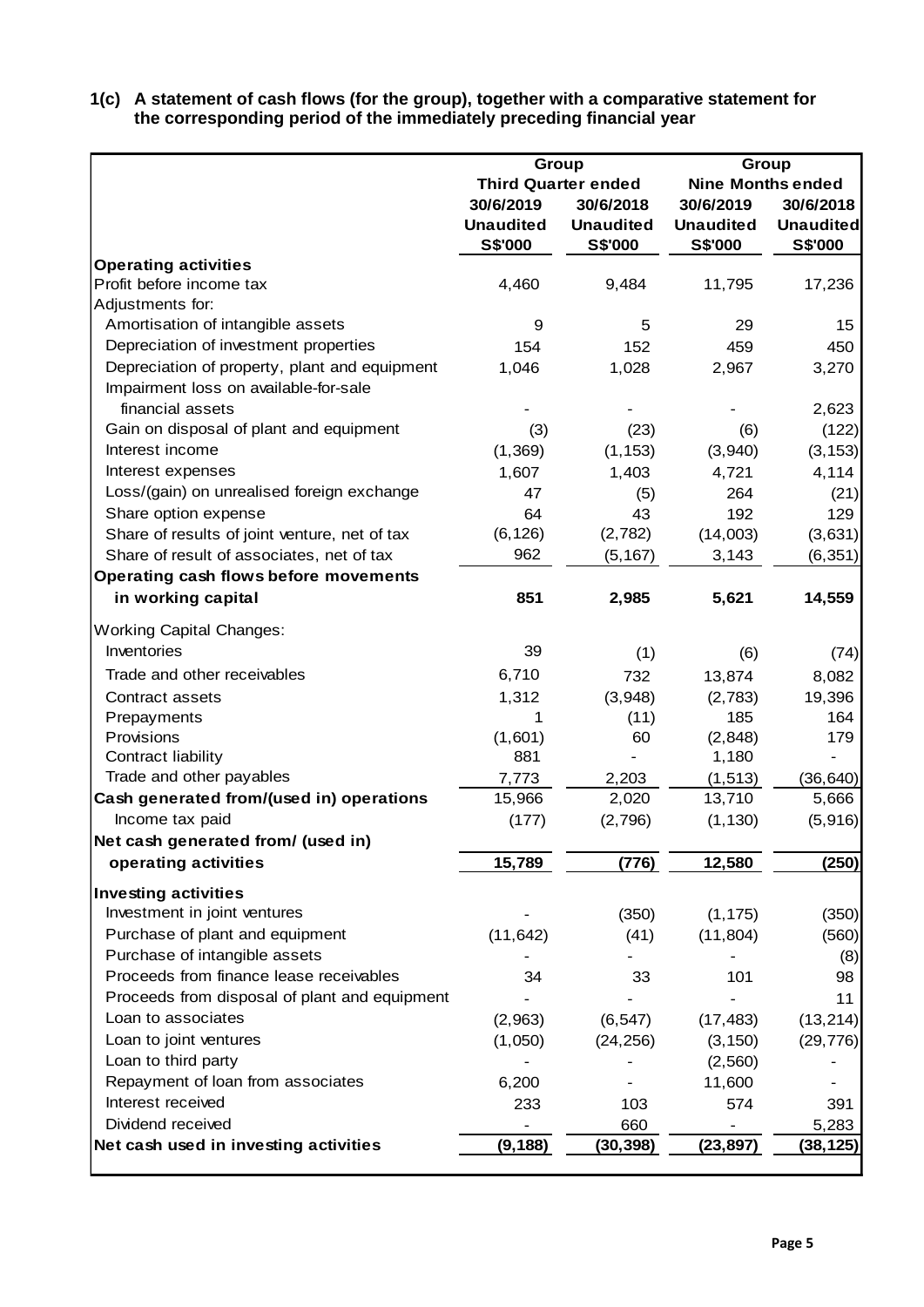**1(c) A statement of cash flows (for the group), together with a comparative statement for the corresponding period of the immediately preceding financial year**

| | Group | | Group | |
|---|---|---|---|---|
| | Third Quarter ended | | Nine Months ended | |
| | 30/6/2019 | 30/6/2018 | 30/6/2019 | 30/6/2018 |
| | Unaudited | Unaudited | Unaudited | Unaudited |
| | S$'000 | S$'000 | S$'000 | S$'000 |
| **Operating activities** | | | | |
| Profit before income tax | 4,460 | 9,484 | 11,795 | 17,236 |
| Adjustments for: | | | | |
| Amortisation of intangible assets | 9 | 5 | 29 | 15 |
| Depreciation of investment properties | 154 | 152 | 459 | 450 |
| Depreciation of property, plant and equipment | 1,046 | 1,028 | 2,967 | 3,270 |
| Impairment loss on available-for-sale financial assets | - | - | - | 2,623 |
| Gain on disposal of plant and equipment | (3) | (23) | (6) | (122) |
| Interest income | (1,369) | (1,153) | (3,940) | (3,153) |
| Interest expenses | 1,607 | 1,403 | 4,721 | 4,114 |
| Loss/(gain) on unrealised foreign exchange | 47 | (5) | 264 | (21) |
| Share option expense | 64 | 43 | 192 | 129 |
| Share of results of joint venture, net of tax | (6,126) | (2,782) | (14,003) | (3,631) |
| Share of result of associates, net of tax | 962 | (5,167) | 3,143 | (6,351) |
| **Operating cash flows before movements in working capital** | **851** | **2,985** | **5,621** | **14,559** |
| Working Capital Changes: | | | | |
| Inventories | 39 | (1) | (6) | (74) |
| Trade and other receivables | 6,710 | 732 | 13,874 | 8,082 |
| Contract assets | 1,312 | (3,948) | (2,783) | 19,396 |
| Prepayments | 1 | (11) | 185 | 164 |
| Provisions | (1,601) | 60 | (2,848) | 179 |
| Contract liability | 881 | - | 1,180 | - |
| Trade and other payables | 7,773 | 2,203 | (1,513) | (36,640) |
| **Cash generated from/(used in) operations** | 15,966 | 2,020 | 13,710 | 5,666 |
| Income tax paid | (177) | (2,796) | (1,130) | (5,916) |
| **Net cash generated from/ (used in) operating activities** | **15,789** | **(776)** | **12,580** | **(250)** |
| **Investing activities** | | | | |
| Investment in joint ventures | - | (350) | (1,175) | (350) |
| Purchase of plant and equipment | (11,642) | (41) | (11,804) | (560) |
| Purchase of intangible assets | - | - | - | (8) |
| Proceeds from finance lease receivables | 34 | 33 | 101 | 98 |
| Proceeds from disposal of plant and equipment | - | - | - | 11 |
| Loan to associates | (2,963) | (6,547) | (17,483) | (13,214) |
| Loan to joint ventures | (1,050) | (24,256) | (3,150) | (29,776) |
| Loan to third party | - | - | (2,560) | - |
| Repayment of loan from associates | 6,200 | - | 11,600 | - |
| Interest received | 233 | 103 | 574 | 391 |
| Dividend received | - | 660 | - | 5,283 |
| **Net cash used in investing activities** | **(9,188)** | **(30,398)** | **(23,897)** | **(38,125)** |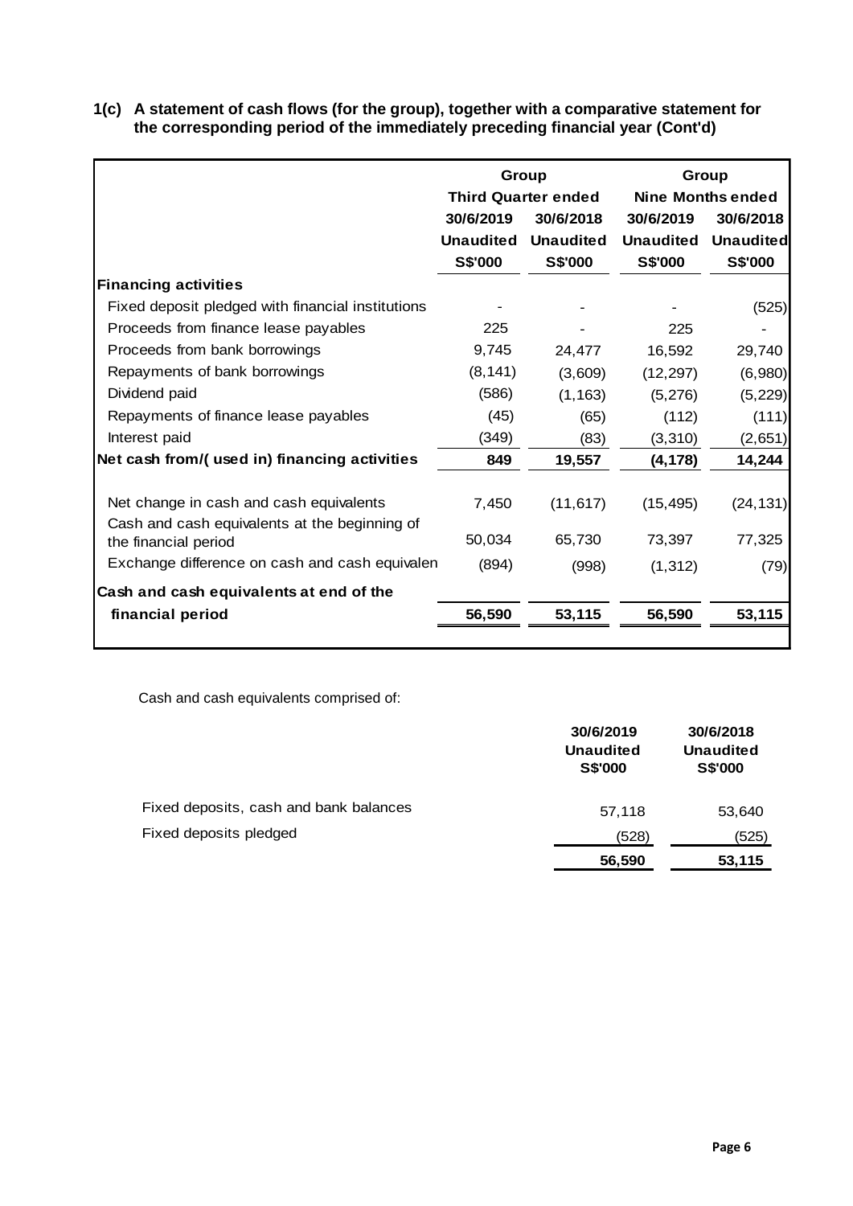## 1(c) A statement of cash flows (for the group), together with a comparative statement for the corresponding period of the immediately preceding financial year (Cont'd)

| | Group | | Group | |
|---|---|---|---|---|
| | Third Quarter ended | | Nine Months ended | |
| | 30/6/2019 | 30/6/2018 | 30/6/2019 | 30/6/2018 |
| | Unaudited | Unaudited | Unaudited | Unaudited |
| | S$'000 | S$'000 | S$'000 | S$'000 |
| **Financing activities** | | | | |
| Fixed deposit pledged with financial institutions | - | - | - | (525) |
| Proceeds from finance lease payables | 225 | - | 225 | - |
| Proceeds from bank borrowings | 9,745 | 24,477 | 16,592 | 29,740 |
| Repayments of bank borrowings | (8,141) | (3,609) | (12,297) | (6,980) |
| Dividend paid | (586) | (1,163) | (5,276) | (5,229) |
| Repayments of finance lease payables | (45) | (65) | (112) | (111) |
| Interest paid | (349) | (83) | (3,310) | (2,651) |
| **Net cash from/( used in) financing activities** | **849** | **19,557** | **(4,178)** | **14,244** |
| Net change in cash and cash equivalents | 7,450 | (11,617) | (15,495) | (24,131) |
| Cash and cash equivalents at the beginning of the financial period | 50,034 | 65,730 | 73,397 | 77,325 |
| Exchange difference on cash and cash equivalen | (894) | (998) | (1,312) | (79) |
| **Cash and cash equivalents at end of the financial period** | **56,590** | **53,115** | **56,590** | **53,115** |

Cash and cash equivalents comprised of:

| | 30/6/2019 Unaudited S$'000 | 30/6/2018 Unaudited S$'000 |
|---|---|---|
| Fixed deposits, cash and bank balances | 57,118 | 53,640 |
| Fixed deposits pledged | (528) | (525) |
| | **56,590** | **53,115** |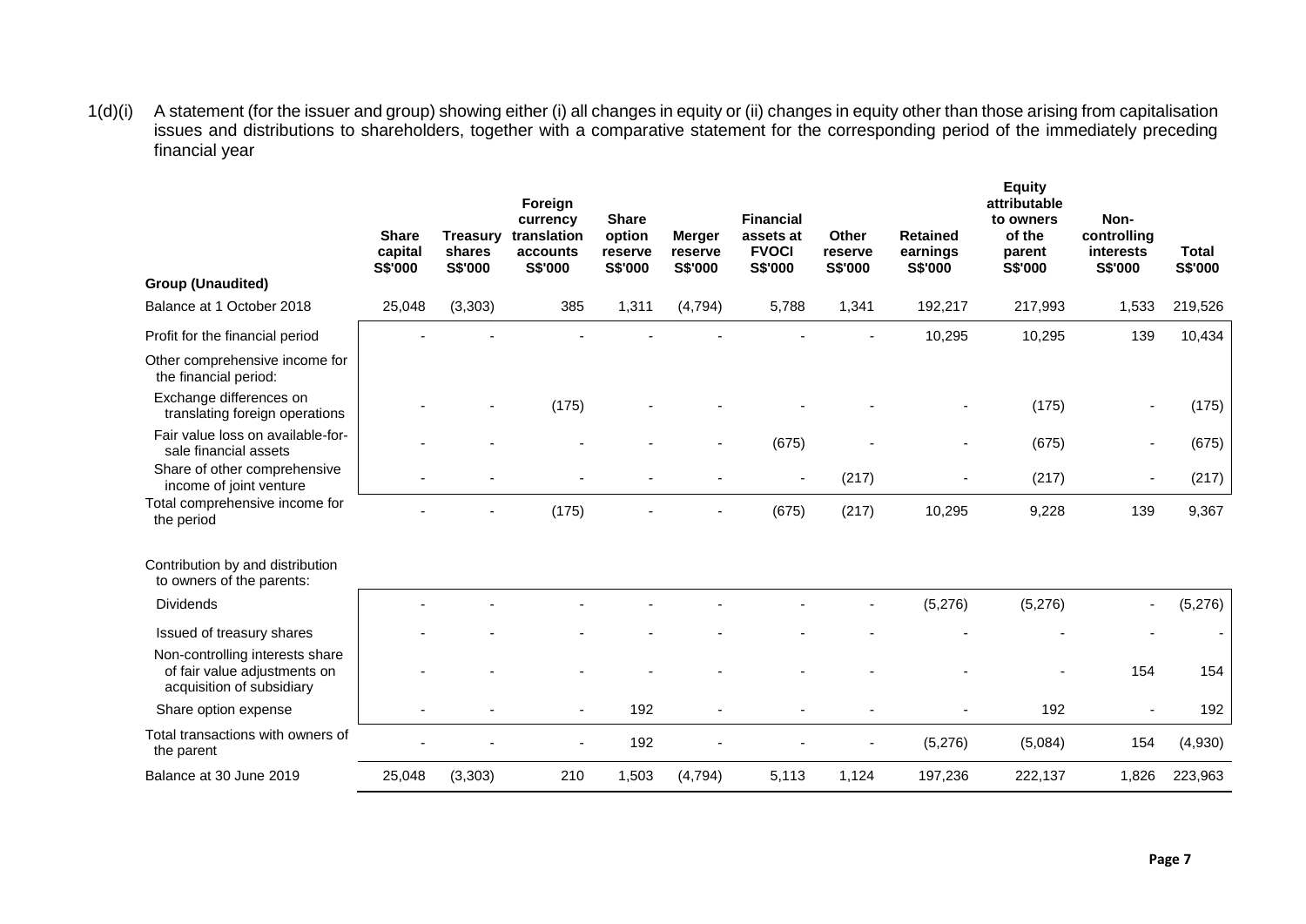1(d)(i) A statement (for the issuer and group) showing either (i) all changes in equity or (ii) changes in equity other than those arising from capitalisation issues and distributions to shareholders, together with a comparative statement for the corresponding period of the immediately preceding financial year

| Group (Unaudited) | Share capital S$'000 | Treasury shares S$'000 | Foreign currency translation accounts S$'000 | Share option reserve S$'000 | Merger reserve S$'000 | Financial assets at FVOCI S$'000 | Other reserve S$'000 | Retained earnings S$'000 | Equity attributable to owners of the parent S$'000 | Non-controlling interests S$'000 | Total S$'000 |
|---|---|---|---|---|---|---|---|---|---|---|---|
| Balance at 1 October 2018 | 25,048 | (3,303) | 385 | 1,311 | (4,794) | 5,788 | 1,341 | 192,217 | 217,993 | 1,533 | 219,526 |
| Profit for the financial period | - | - | - | - | - | - | - | 10,295 | 10,295 | 139 | 10,434 |
| Other comprehensive income for the financial period: | | | | | | | | | | | |
| Exchange differences on translating foreign operations | - | - | (175) | - | - | - | - | - | (175) | - | (175) |
| Fair value loss on available-for-sale financial assets | - | - | - | - | - | (675) | - | - | (675) | - | (675) |
| Share of other comprehensive income of joint venture | - | - | - | - | - | - | (217) | - | (217) | - | (217) |
| Total comprehensive income for the period | - | - | (175) | - | - | (675) | (217) | 10,295 | 9,228 | 139 | 9,367 |
| Contribution by and distribution to owners of the parents: | | | | | | | | | | | |
| Dividends | - | - | - | - | - | - | - | (5,276) | (5,276) | - | (5,276) |
| Issued of treasury shares | - | - | - | - | - | - | - | - | - | - | - |
| Non-controlling interests share of fair value adjustments on acquisition of subsidiary | - | - | - | - | - | - | - | - | - | 154 | 154 |
| Share option expense | - | - | - | 192 | - | - | - | - | 192 | - | 192 |
| Total transactions with owners of the parent | - | - | - | 192 | - | - | - | (5,276) | (5,084) | 154 | (4,930) |
| Balance at 30 June 2019 | 25,048 | (3,303) | 210 | 1,503 | (4,794) | 5,113 | 1,124 | 197,236 | 222,137 | 1,826 | 223,963 |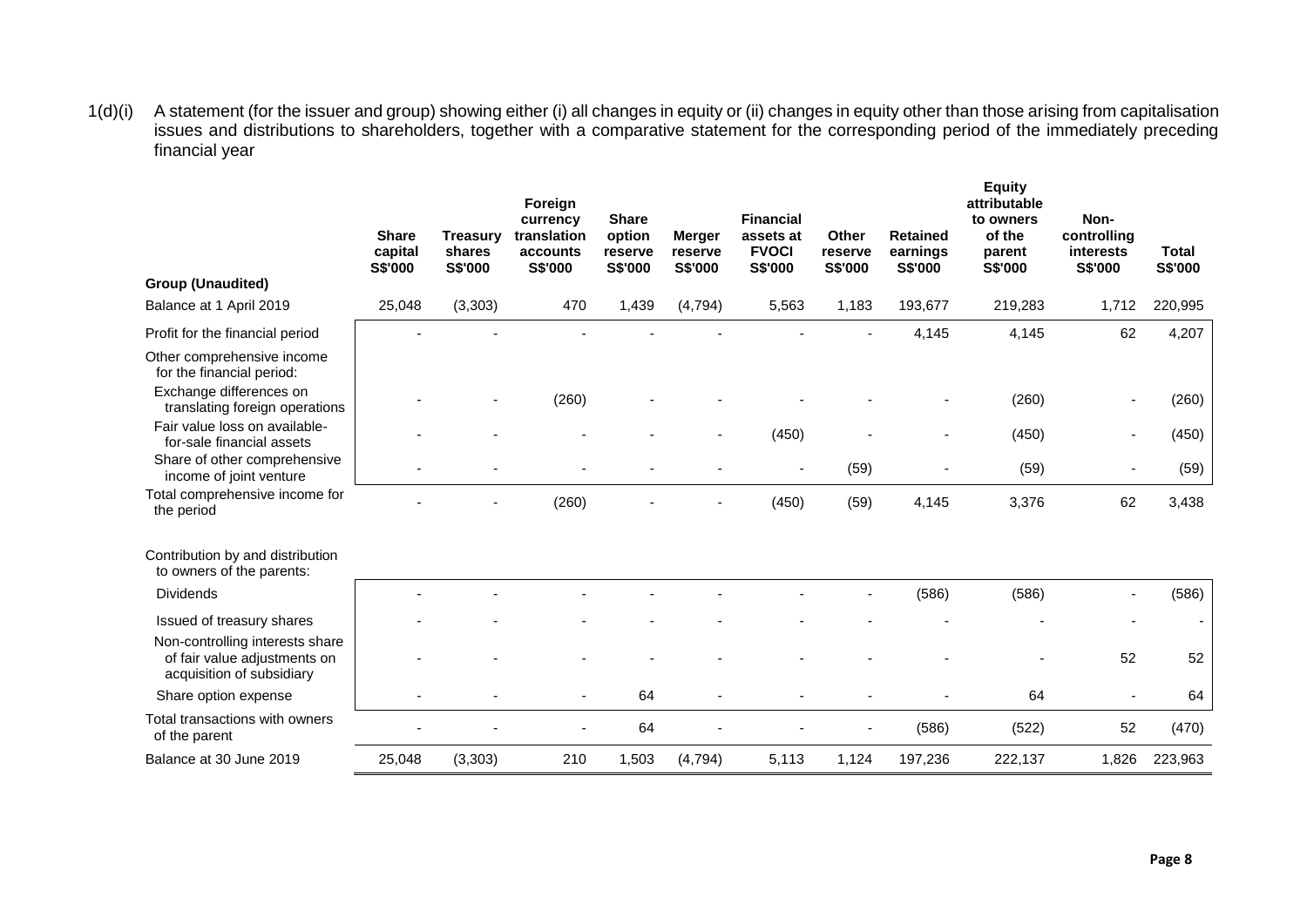1(d)(i) A statement (for the issuer and group) showing either (i) all changes in equity or (ii) changes in equity other than those arising from capitalisation issues and distributions to shareholders, together with a comparative statement for the corresponding period of the immediately preceding financial year

| | Share capital S$'000 | Treasury shares S$'000 | Foreign currency translation accounts S$'000 | Share option reserve S$'000 | Merger reserve S$'000 | Financial assets at FVOCI S$'000 | Other reserve S$'000 | Retained earnings S$'000 | Equity attributable to owners of the parent S$'000 | Non-controlling interests S$'000 | Total S$'000 |
|---|---|---|---|---|---|---|---|---|---|---|---|
| **Group (Unaudited)** | | | | | | | | | | | |
| Balance at 1 April 2019 | 25,048 | (3,303) | 470 | 1,439 | (4,794) | 5,563 | 1,183 | 193,677 | 219,283 | 1,712 | 220,995 |
| Profit for the financial period | - | - | - | - | - | - | - | 4,145 | 4,145 | 62 | 4,207 |
| Other comprehensive income for the financial period: | | | | | | | | | | | |
| Exchange differences on translating foreign operations | - | - | (260) | - | - | - | - | - | (260) | - | (260) |
| Fair value loss on available-for-sale financial assets | - | - | - | - | - | (450) | - | - | (450) | - | (450) |
| Share of other comprehensive income of joint venture | - | - | - | - | - | - | (59) | - | (59) | - | (59) |
| Total comprehensive income for the period | - | - | (260) | - | - | (450) | (59) | 4,145 | 3,376 | 62 | 3,438 |
| Contribution by and distribution to owners of the parents: | | | | | | | | | | | |
| Dividends | - | - | - | - | - | - | - | (586) | (586) | - | (586) |
| Issued of treasury shares | - | - | - | - | - | - | - | - | - | - | - |
| Non-controlling interests share of fair value adjustments on acquisition of subsidiary | - | - | - | - | - | - | - | - | - | 52 | 52 |
| Share option expense | - | - | - | 64 | - | - | - | - | 64 | - | 64 |
| Total transactions with owners of the parent | - | - | - | 64 | - | - | - | (586) | (522) | 52 | (470) |
| Balance at 30 June 2019 | 25,048 | (3,303) | 210 | 1,503 | (4,794) | 5,113 | 1,124 | 197,236 | 222,137 | 1,826 | 223,963 |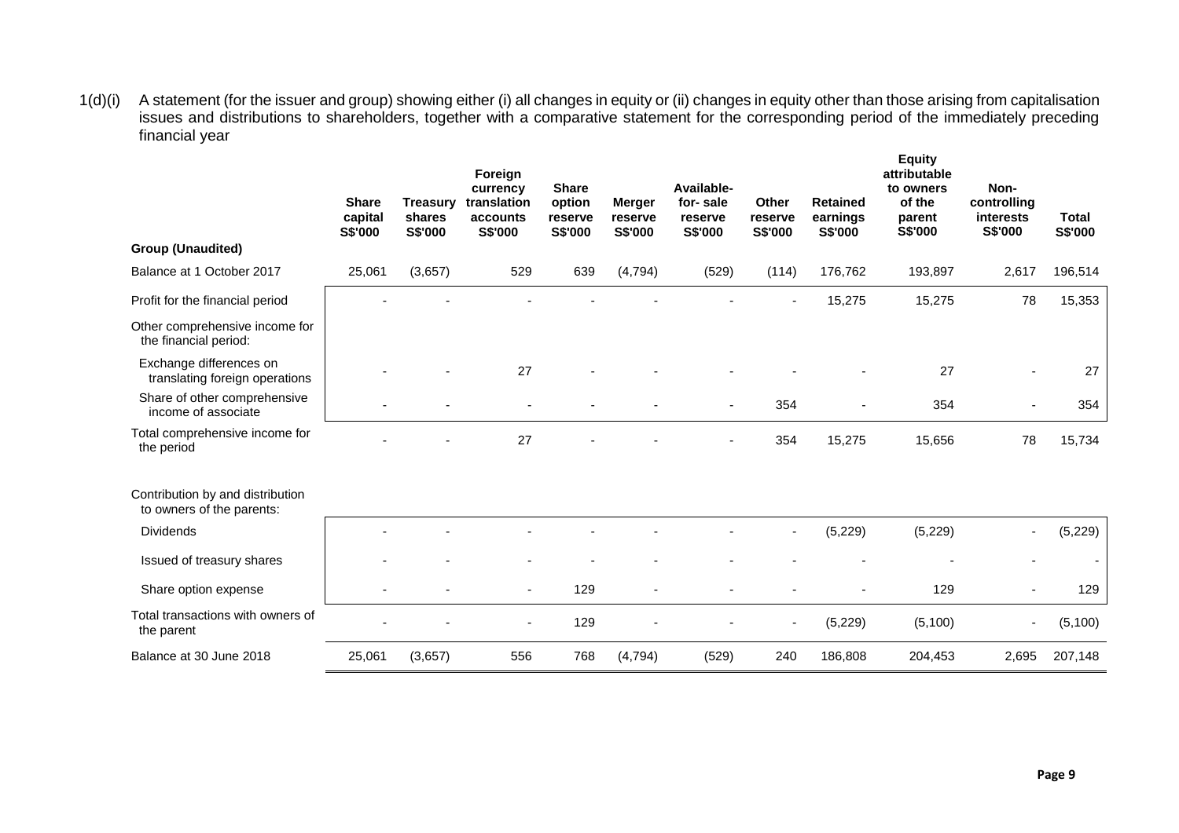1(d)(i) A statement (for the issuer and group) showing either (i) all changes in equity or (ii) changes in equity other than those arising from capitalisation issues and distributions to shareholders, together with a comparative statement for the corresponding period of the immediately preceding financial year

| | Share capital S$'000 | Treasury shares S$'000 | Foreign currency translation accounts S$'000 | Share option reserve S$'000 | Merger reserve S$'000 | Available-for- sale reserve S$'000 | Other reserve S$'000 | Retained earnings S$'000 | Equity attributable to owners of the parent S$'000 | Non-controlling interests S$'000 | Total S$'000 |
|---|---|---|---|---|---|---|---|---|---|---|---|
| **Group (Unaudited)** | | | | | | | | | | | |
| Balance at 1 October 2017 | 25,061 | (3,657) | 529 | 639 | (4,794) | (529) | (114) | 176,762 | 193,897 | 2,617 | 196,514 |
| Profit for the financial period | - | - | - | - | - | - | - | 15,275 | 15,275 | 78 | 15,353 |
| Other comprehensive income for the financial period: | | | | | | | | | | | |
| Exchange differences on translating foreign operations | - | - | 27 | - | - | - | - | - | 27 | - | 27 |
| Share of other comprehensive income of associate | - | - | - | - | - | - | 354 | - | 354 | - | 354 |
| Total comprehensive income for the period | - | - | 27 | - | - | - | 354 | 15,275 | 15,656 | 78 | 15,734 |
| Contribution by and distribution to owners of the parents: | | | | | | | | | | | |
| Dividends | - | - | - | - | - | - | - | (5,229) | (5,229) | - | (5,229) |
| Issued of treasury shares | - | - | - | - | - | - | - | - | - | - | - |
| Share option expense | - | - | - | 129 | - | - | - | - | 129 | - | 129 |
| Total transactions with owners of the parent | - | - | - | 129 | - | - | - | (5,229) | (5,100) | - | (5,100) |
| Balance at 30 June 2018 | 25,061 | (3,657) | 556 | 768 | (4,794) | (529) | 240 | 186,808 | 204,453 | 2,695 | 207,148 |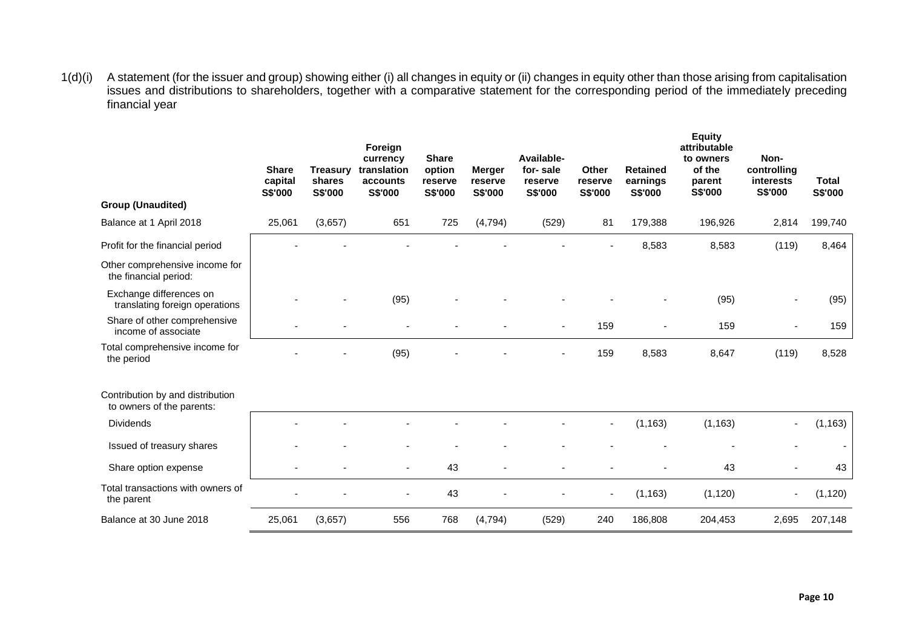1(d)(i) A statement (for the issuer and group) showing either (i) all changes in equity or (ii) changes in equity other than those arising from capitalisation issues and distributions to shareholders, together with a comparative statement for the corresponding period of the immediately preceding financial year

| Group (Unaudited) | Share capital S$'000 | Treasury shares S$'000 | Foreign currency translation accounts S$'000 | Share option reserve S$'000 | Merger reserve S$'000 | Available-for- sale reserve S$'000 | Other reserve S$'000 | Retained earnings S$'000 | Equity attributable to owners of the parent S$'000 | Non-controlling interests S$'000 | Total S$'000 |
|---|---|---|---|---|---|---|---|---|---|---|---|
| Balance at 1 April 2018 | 25,061 | (3,657) | 651 | 725 | (4,794) | (529) | 81 | 179,388 | 196,926 | 2,814 | 199,740 |
| Profit for the financial period | - | - | - | - | - | - | - | 8,583 | 8,583 | (119) | 8,464 |
| Other comprehensive income for the financial period: | | | | | | | | | | | |
| Exchange differences on translating foreign operations | - | - | (95) | - | - | - | - | - | (95) | - | (95) |
| Share of other comprehensive income of associate | - | - | - | - | - | - | 159 | - | 159 | - | 159 |
| Total comprehensive income for the period | - | - | (95) | - | - | - | 159 | 8,583 | 8,647 | (119) | 8,528 |
| Contribution by and distribution to owners of the parents: | | | | | | | | | | | |
| Dividends | - | - | - | - | - | - | - | (1,163) | (1,163) | - | (1,163) |
| Issued of treasury shares | - | - | - | - | - | - | - | - | - | - | - |
| Share option expense | - | - | - | 43 | - | - | - | - | 43 | - | 43 |
| Total transactions with owners of the parent | - | - | - | 43 | - | - | - | (1,163) | (1,120) | - | (1,120) |
| Balance at 30 June 2018 | 25,061 | (3,657) | 556 | 768 | (4,794) | (529) | 240 | 186,808 | 204,453 | 2,695 | 207,148 |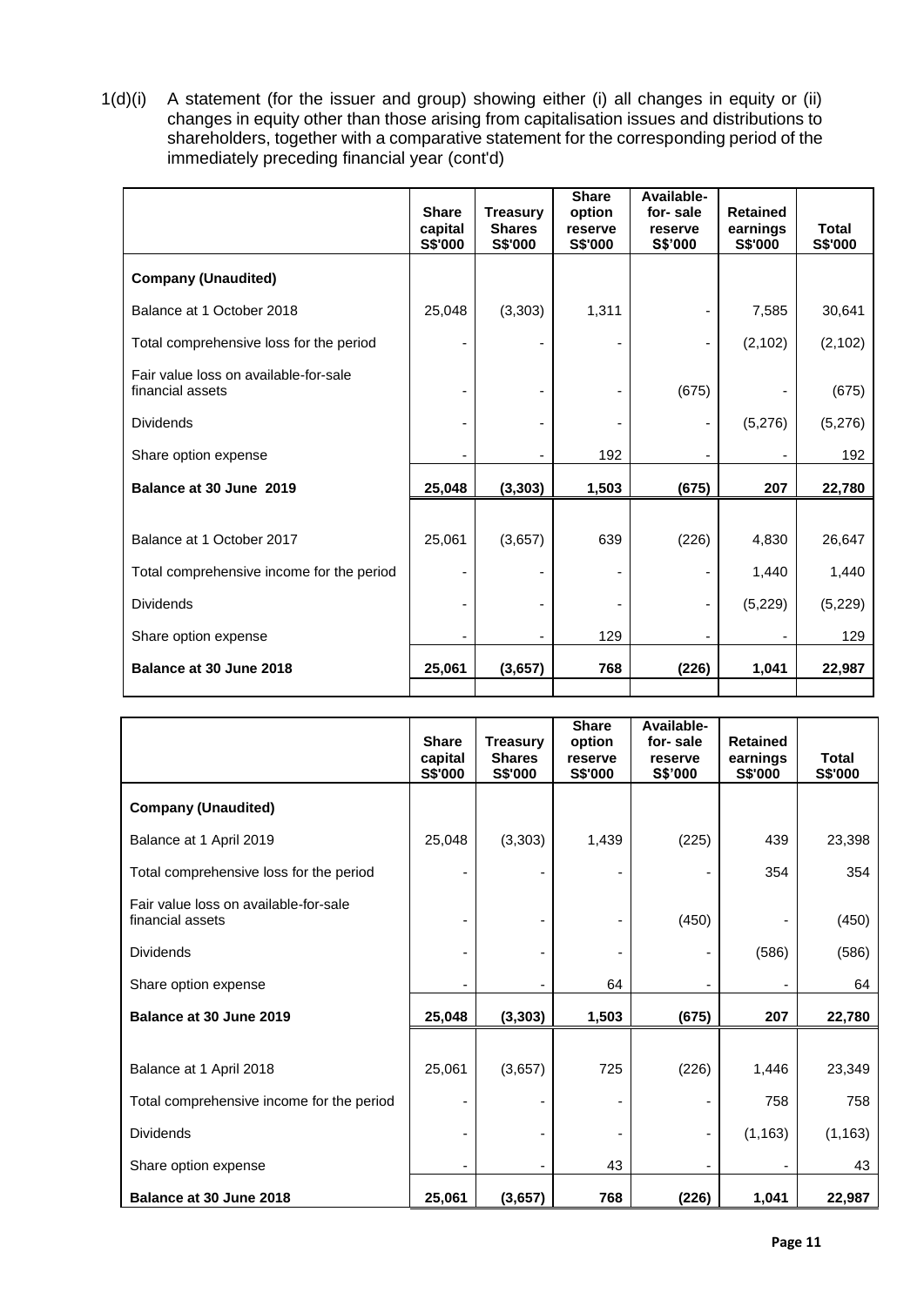1(d)(i) A statement (for the issuer and group) showing either (i) all changes in equity or (ii) changes in equity other than those arising from capitalisation issues and distributions to shareholders, together with a comparative statement for the corresponding period of the immediately preceding financial year (cont'd)

| | Share capital S$'000 | Treasury Shares S$'000 | Share option reserve S$'000 | Available-for- sale reserve S$'000 | Retained earnings S$'000 | Total S$'000 |
|---|---|---|---|---|---|---|
| **Company (Unaudited)** | | | | | | |
| Balance at 1 October 2018 | 25,048 | (3,303) | 1,311 | - | 7,585 | 30,641 |
| Total comprehensive loss for the period | - | - | - | - | (2,102) | (2,102) |
| Fair value loss on available-for-sale financial assets | - | - | - | (675) | - | (675) |
| Dividends | - | - | - | - | (5,276) | (5,276) |
| Share option expense | - | - | 192 | - | - | 192 |
| **Balance at 30 June 2019** | **25,048** | **(3,303)** | **1,503** | **(675)** | **207** | **22,780** |
| | | | | | | |
| Balance at 1 October 2017 | 25,061 | (3,657) | 639 | (226) | 4,830 | 26,647 |
| Total comprehensive income for the period | - | - | - | - | 1,440 | 1,440 |
| Dividends | - | - | - | - | (5,229) | (5,229) |
| Share option expense | - | - | 129 | - | - | 129 |
| **Balance at 30 June 2018** | **25,061** | **(3,657)** | **768** | **(226)** | **1,041** | **22,987** |

| | Share capital S$'000 | Treasury Shares S$'000 | Share option reserve S$'000 | Available-for- sale reserve S$'000 | Retained earnings S$'000 | Total S$'000 |
|---|---|---|---|---|---|---|
| **Company (Unaudited)** | | | | | | |
| Balance at 1 April 2019 | 25,048 | (3,303) | 1,439 | (225) | 439 | 23,398 |
| Total comprehensive loss for the period | - | - | - | - | 354 | 354 |
| Fair value loss on available-for-sale financial assets | - | - | - | (450) | - | (450) |
| Dividends | - | - | - | - | (586) | (586) |
| Share option expense | - | - | 64 | - | - | 64 |
| **Balance at 30 June 2019** | **25,048** | **(3,303)** | **1,503** | **(675)** | **207** | **22,780** |
| | | | | | | |
| Balance at 1 April 2018 | 25,061 | (3,657) | 725 | (226) | 1,446 | 23,349 |
| Total comprehensive income for the period | - | - | - | - | 758 | 758 |
| Dividends | - | - | - | - | (1,163) | (1,163) |
| Share option expense | - | - | 43 | - | - | 43 |
| **Balance at 30 June 2018** | **25,061** | **(3,657)** | **768** | **(226)** | **1,041** | **22,987** |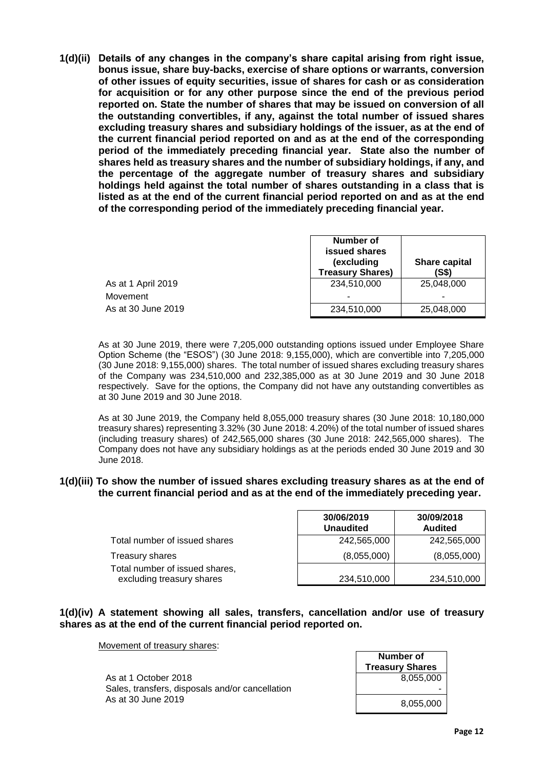**1(d)(ii) Details of any changes in the company's share capital arising from right issue, bonus issue, share buy-backs, exercise of share options or warrants, conversion of other issues of equity securities, issue of shares for cash or as consideration for acquisition or for any other purpose since the end of the previous period reported on. State the number of shares that may be issued on conversion of all the outstanding convertibles, if any, against the total number of issued shares excluding treasury shares and subsidiary holdings of the issuer, as at the end of the current financial period reported on and as at the end of the corresponding period of the immediately preceding financial year. State also the number of shares held as treasury shares and the number of subsidiary holdings, if any, and the percentage of the aggregate number of treasury shares and subsidiary holdings held against the total number of shares outstanding in a class that is listed as at the end of the current financial period reported on and as at the end of the corresponding period of the immediately preceding financial year.**

| | Number of issued shares (excluding Treasury Shares) | Share capital (S$) |
|---|---|---|
| As at 1 April 2019 | 234,510,000 | 25,048,000 |
| Movement | - | - |
| As at 30 June 2019 | 234,510,000 | 25,048,000 |

As at 30 June 2019, there were 7,205,000 outstanding options issued under Employee Share Option Scheme (the "ESOS") (30 June 2018: 9,155,000), which are convertible into 7,205,000 (30 June 2018: 9,155,000) shares. The total number of issued shares excluding treasury shares of the Company was 234,510,000 and 232,385,000 as at 30 June 2019 and 30 June 2018 respectively. Save for the options, the Company did not have any outstanding convertibles as at 30 June 2019 and 30 June 2018.

As at 30 June 2019, the Company held 8,055,000 treasury shares (30 June 2018: 10,180,000 treasury shares) representing 3.32% (30 June 2018: 4.20%) of the total number of issued shares (including treasury shares) of 242,565,000 shares (30 June 2018: 242,565,000 shares). The Company does not have any subsidiary holdings as at the periods ended 30 June 2019 and 30 June 2018.

**1(d)(iii) To show the number of issued shares excluding treasury shares as at the end of the current financial period and as at the end of the immediately preceding year.**

| | 30/06/2019 Unaudited | 30/09/2018 Audited |
|---|---|---|
| Total number of issued shares | 242,565,000 | 242,565,000 |
| Treasury shares | (8,055,000) | (8,055,000) |
| Total number of issued shares, excluding treasury shares | 234,510,000 | 234,510,000 |

**1(d)(iv) A statement showing all sales, transfers, cancellation and/or use of treasury shares as at the end of the current financial period reported on.**

Movement of treasury shares:

| | Number of Treasury Shares |
|---|---|
| As at 1 October 2018 | 8,055,000 |
| Sales, transfers, disposals and/or cancellation | - |
| As at 30 June 2019 | 8,055,000 |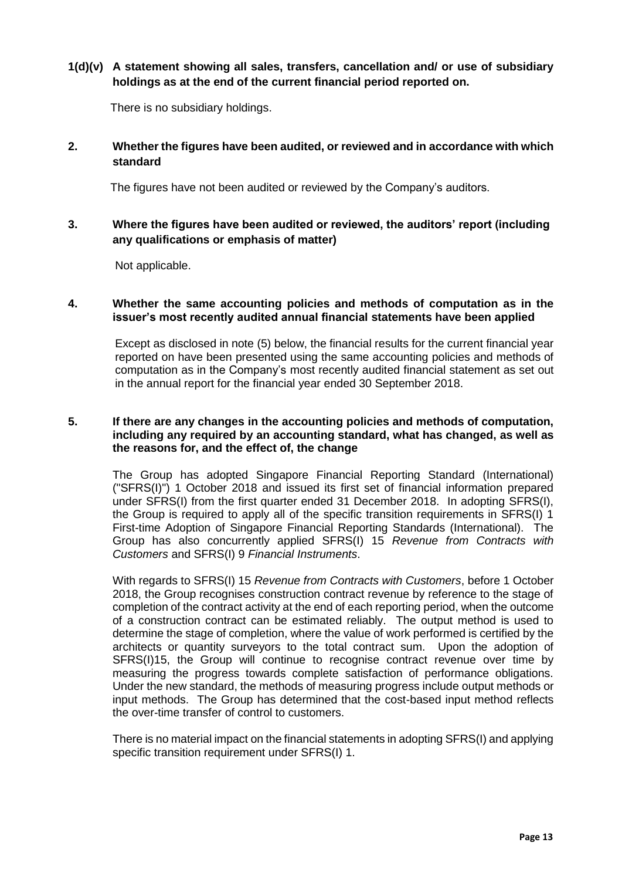**1(d)(v) A statement showing all sales, transfers, cancellation and/ or use of subsidiary holdings as at the end of the current financial period reported on.**

There is no subsidiary holdings.

**2. Whether the figures have been audited, or reviewed and in accordance with which standard**

The figures have not been audited or reviewed by the Company's auditors.

**3. Where the figures have been audited or reviewed, the auditors' report (including any qualifications or emphasis of matter)**

Not applicable.

**4. Whether the same accounting policies and methods of computation as in the issuer's most recently audited annual financial statements have been applied**

Except as disclosed in note (5) below, the financial results for the current financial year reported on have been presented using the same accounting policies and methods of computation as in the Company's most recently audited financial statement as set out in the annual report for the financial year ended 30 September 2018.

**5. If there are any changes in the accounting policies and methods of computation, including any required by an accounting standard, what has changed, as well as the reasons for, and the effect of, the change**

The Group has adopted Singapore Financial Reporting Standard (International) ("SFRS(I)") 1 October 2018 and issued its first set of financial information prepared under SFRS(I) from the first quarter ended 31 December 2018. In adopting SFRS(I), the Group is required to apply all of the specific transition requirements in SFRS(I) 1 First-time Adoption of Singapore Financial Reporting Standards (International). The Group has also concurrently applied SFRS(I) 15 *Revenue from Contracts with Customers* and SFRS(I) 9 *Financial Instruments*.

With regards to SFRS(I) 15 *Revenue from Contracts with Customers*, before 1 October 2018, the Group recognises construction contract revenue by reference to the stage of completion of the contract activity at the end of each reporting period, when the outcome of a construction contract can be estimated reliably. The output method is used to determine the stage of completion, where the value of work performed is certified by the architects or quantity surveyors to the total contract sum. Upon the adoption of SFRS(I)15, the Group will continue to recognise contract revenue over time by measuring the progress towards complete satisfaction of performance obligations. Under the new standard, the methods of measuring progress include output methods or input methods. The Group has determined that the cost-based input method reflects the over-time transfer of control to customers.

There is no material impact on the financial statements in adopting SFRS(I) and applying specific transition requirement under SFRS(I) 1.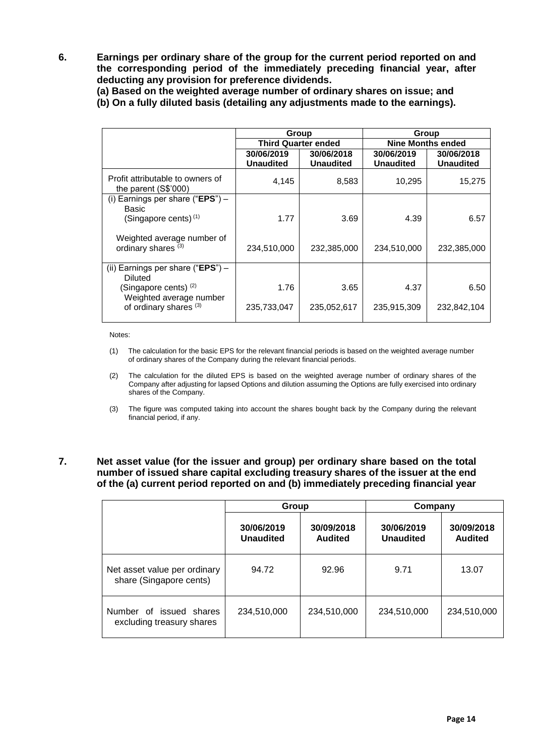**6. Earnings per ordinary share of the group for the current period reported on and the corresponding period of the immediately preceding financial year, after deducting any provision for preference dividends.**

**(a) Based on the weighted average number of ordinary shares on issue; and**

**(b) On a fully diluted basis (detailing any adjustments made to the earnings).**

| | Group | | Group | |
|---|---|---|---|---|
| | Third Quarter ended | | Nine Months ended | |
| | 30/06/2019 Unaudited | 30/06/2018 Unaudited | 30/06/2019 Unaudited | 30/06/2018 Unaudited |
| Profit attributable to owners of the parent (S$'000) | 4,145 | 8,583 | 10,295 | 15,275 |
| (i) Earnings per share ("**EPS**") – Basic (Singapore cents) [(1)] | 1.77 | 3.69 | 4.39 | 6.57 |
| Weighted average number of ordinary shares [(3)] | 234,510,000 | 232,385,000 | 234,510,000 | 232,385,000 |
| (ii) Earnings per share ("**EPS**") – Diluted (Singapore cents) [(2)] | 1.76 | 3.65 | 4.37 | 6.50 |
| Weighted average number of ordinary shares [(3)] | 235,733,047 | 235,052,617 | 235,915,309 | 232,842,104 |

Notes:

(1) The calculation for the basic EPS for the relevant financial periods is based on the weighted average number of ordinary shares of the Company during the relevant financial periods.

(2) The calculation for the diluted EPS is based on the weighted average number of ordinary shares of the Company after adjusting for lapsed Options and dilution assuming the Options are fully exercised into ordinary shares of the Company.

(3) The figure was computed taking into account the shares bought back by the Company during the relevant financial period, if any.

**7. Net asset value (for the issuer and group) per ordinary share based on the total number of issued share capital excluding treasury shares of the issuer at the end of the (a) current period reported on and (b) immediately preceding financial year**

| | Group | | Company | |
|---|---|---|---|---|
| | 30/06/2019 Unaudited | 30/09/2018 Audited | 30/06/2019 Unaudited | 30/09/2018 Audited |
| Net asset value per ordinary share (Singapore cents) | 94.72 | 92.96 | 9.71 | 13.07 |
| Number of issued shares excluding treasury shares | 234,510,000 | 234,510,000 | 234,510,000 | 234,510,000 |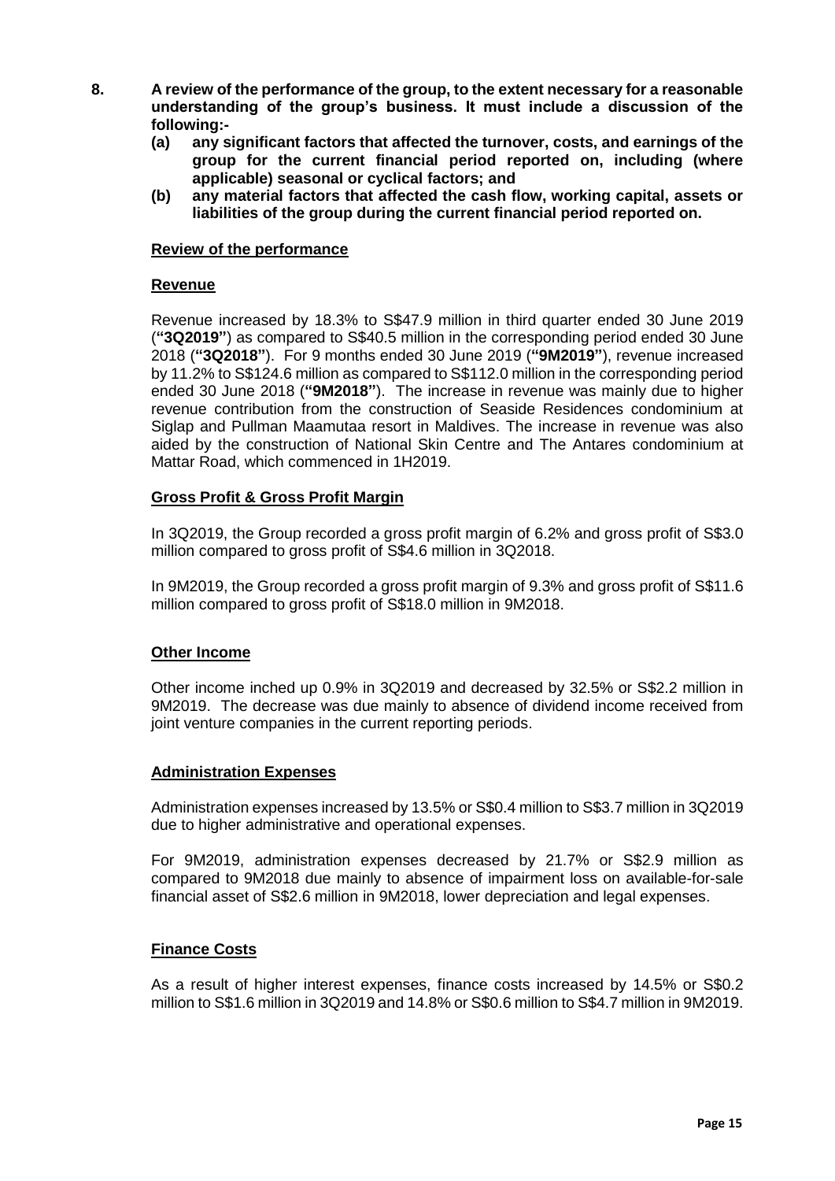**8. A review of the performance of the group, to the extent necessary for a reasonable understanding of the group's business. It must include a discussion of the following:-**

**(a) any significant factors that affected the turnover, costs, and earnings of the group for the current financial period reported on, including (where applicable) seasonal or cyclical factors; and**

**(b) any material factors that affected the cash flow, working capital, assets or liabilities of the group during the current financial period reported on.**

**Review of the performance**

**Revenue**

Revenue increased by 18.3% to S$47.9 million in third quarter ended 30 June 2019 (**"3Q2019"**) as compared to S$40.5 million in the corresponding period ended 30 June 2018 (**"3Q2018"**). For 9 months ended 30 June 2019 (**"9M2019"**), revenue increased by 11.2% to S$124.6 million as compared to S$112.0 million in the corresponding period ended 30 June 2018 (**"9M2018"**). The increase in revenue was mainly due to higher revenue contribution from the construction of Seaside Residences condominium at Siglap and Pullman Maamutaa resort in Maldives. The increase in revenue was also aided by the construction of National Skin Centre and The Antares condominium at Mattar Road, which commenced in 1H2019.

**Gross Profit & Gross Profit Margin**

In 3Q2019, the Group recorded a gross profit margin of 6.2% and gross profit of S$3.0 million compared to gross profit of S$4.6 million in 3Q2018.

In 9M2019, the Group recorded a gross profit margin of 9.3% and gross profit of S$11.6 million compared to gross profit of S$18.0 million in 9M2018.

**Other Income**

Other income inched up 0.9% in 3Q2019 and decreased by 32.5% or S$2.2 million in 9M2019. The decrease was due mainly to absence of dividend income received from joint venture companies in the current reporting periods.

**Administration Expenses**

Administration expenses increased by 13.5% or S$0.4 million to S$3.7 million in 3Q2019 due to higher administrative and operational expenses.

For 9M2019, administration expenses decreased by 21.7% or S$2.9 million as compared to 9M2018 due mainly to absence of impairment loss on available-for-sale financial asset of S$2.6 million in 9M2018, lower depreciation and legal expenses.

**Finance Costs**

As a result of higher interest expenses, finance costs increased by 14.5% or S$0.2 million to S$1.6 million in 3Q2019 and 14.8% or S$0.6 million to S$4.7 million in 9M2019.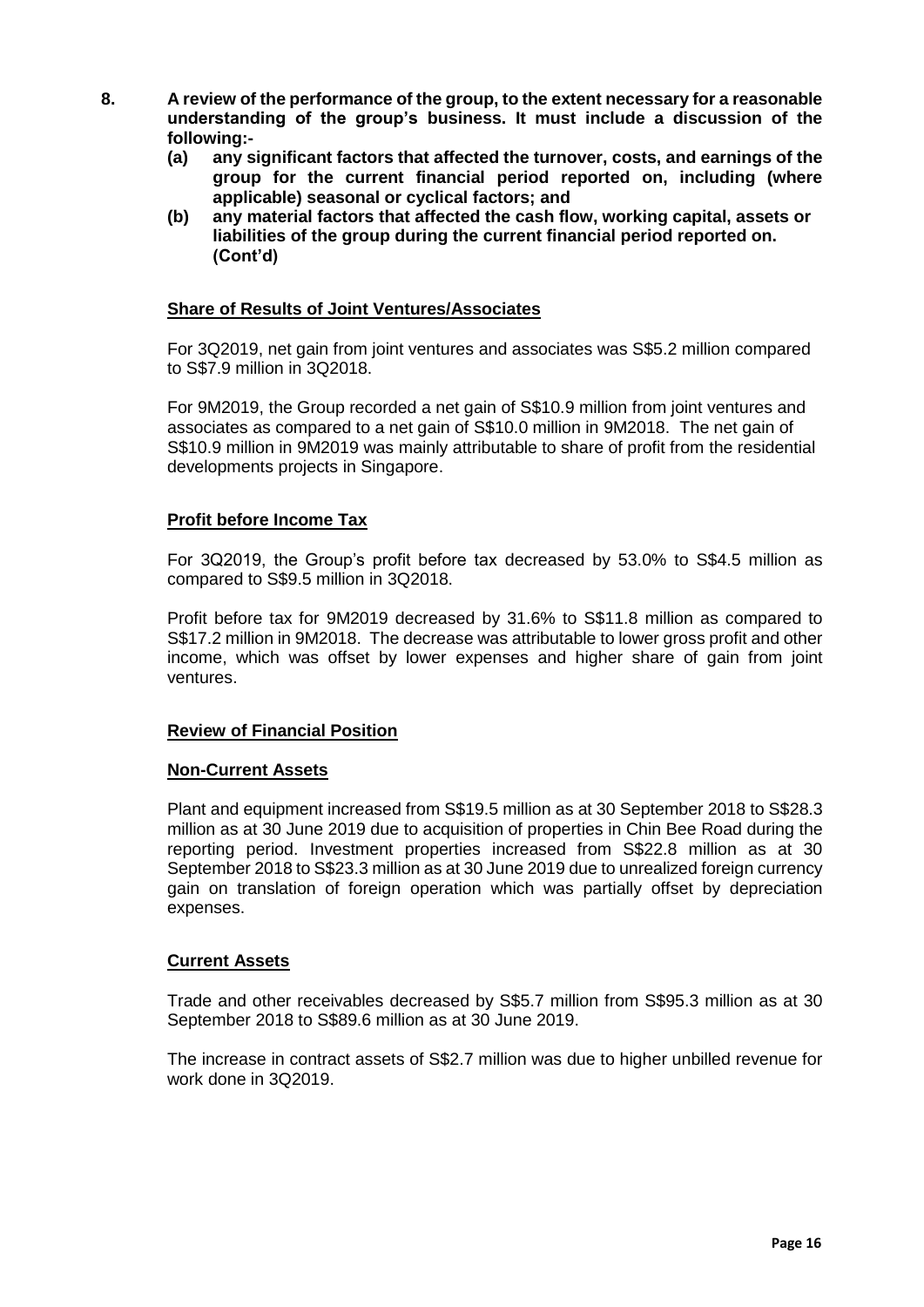**8. A review of the performance of the group, to the extent necessary for a reasonable understanding of the group's business. It must include a discussion of the following:-**

**(a) any significant factors that affected the turnover, costs, and earnings of the group for the current financial period reported on, including (where applicable) seasonal or cyclical factors; and**

**(b) any material factors that affected the cash flow, working capital, assets or liabilities of the group during the current financial period reported on. (Cont'd)**

**Share of Results of Joint Ventures/Associates**

For 3Q2019, net gain from joint ventures and associates was S$5.2 million compared to S$7.9 million in 3Q2018.

For 9M2019, the Group recorded a net gain of S$10.9 million from joint ventures and associates as compared to a net gain of S$10.0 million in 9M2018. The net gain of S$10.9 million in 9M2019 was mainly attributable to share of profit from the residential developments projects in Singapore.

**Profit before Income Tax**

For 3Q2019, the Group's profit before tax decreased by 53.0% to S$4.5 million as compared to S$9.5 million in 3Q2018.

Profit before tax for 9M2019 decreased by 31.6% to S$11.8 million as compared to S$17.2 million in 9M2018. The decrease was attributable to lower gross profit and other income, which was offset by lower expenses and higher share of gain from joint ventures.

**Review of Financial Position**

**Non-Current Assets**

Plant and equipment increased from S$19.5 million as at 30 September 2018 to S$28.3 million as at 30 June 2019 due to acquisition of properties in Chin Bee Road during the reporting period. Investment properties increased from S$22.8 million as at 30 September 2018 to S$23.3 million as at 30 June 2019 due to unrealized foreign currency gain on translation of foreign operation which was partially offset by depreciation expenses.

**Current Assets**

Trade and other receivables decreased by S$5.7 million from S$95.3 million as at 30 September 2018 to S$89.6 million as at 30 June 2019.

The increase in contract assets of S$2.7 million was due to higher unbilled revenue for work done in 3Q2019.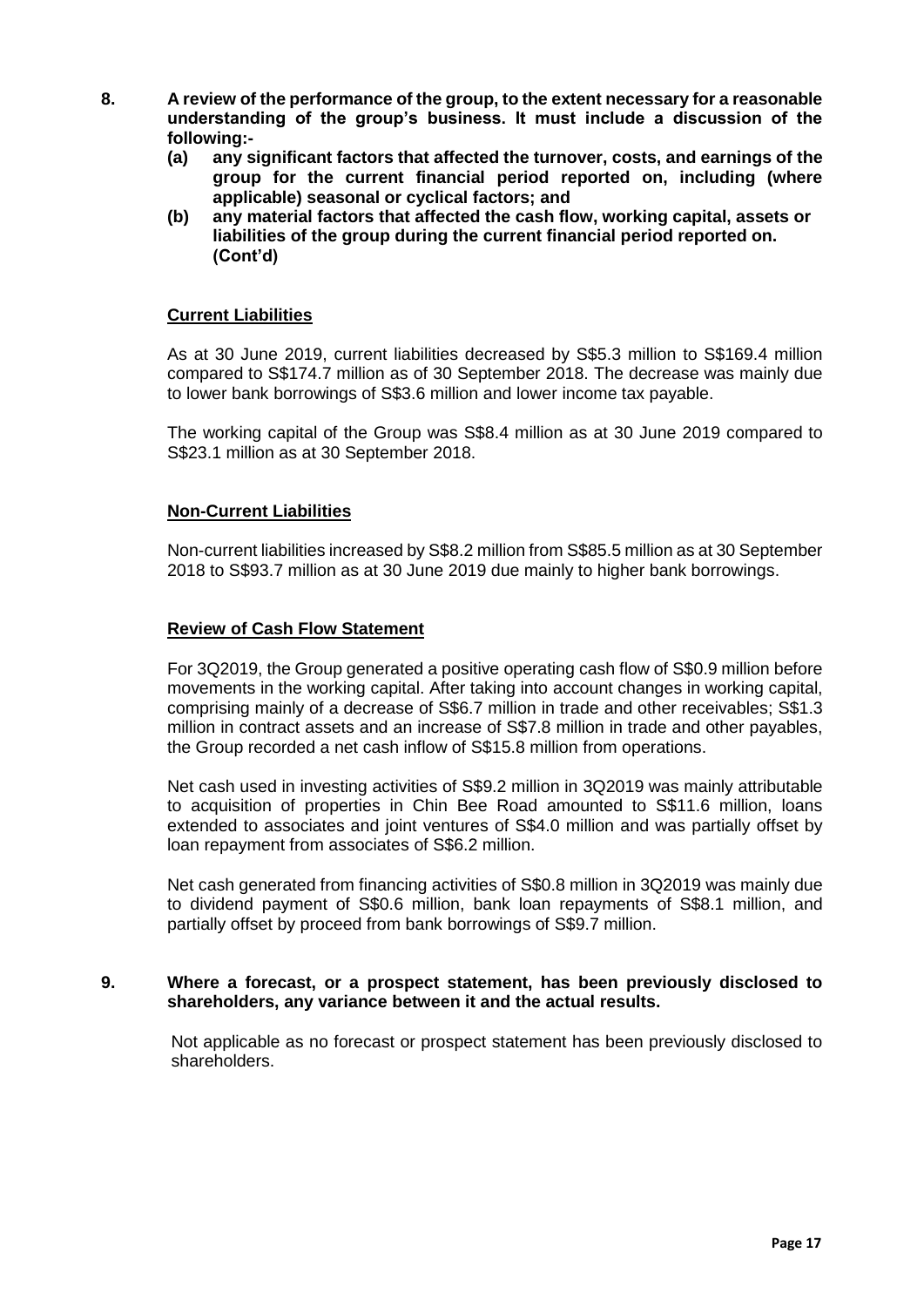**8. A review of the performance of the group, to the extent necessary for a reasonable understanding of the group's business. It must include a discussion of the following:-**

**(a) any significant factors that affected the turnover, costs, and earnings of the group for the current financial period reported on, including (where applicable) seasonal or cyclical factors; and**

**(b) any material factors that affected the cash flow, working capital, assets or liabilities of the group during the current financial period reported on. (Cont'd)**

**<u>Current Liabilities</u>**

As at 30 June 2019, current liabilities decreased by S$5.3 million to S$169.4 million compared to S$174.7 million as of 30 September 2018. The decrease was mainly due to lower bank borrowings of S$3.6 million and lower income tax payable.

The working capital of the Group was S$8.4 million as at 30 June 2019 compared to S$23.1 million as at 30 September 2018.

**<u>Non-Current Liabilities</u>**

Non-current liabilities increased by S$8.2 million from S$85.5 million as at 30 September 2018 to S$93.7 million as at 30 June 2019 due mainly to higher bank borrowings.

**<u>Review of Cash Flow Statement</u>**

For 3Q2019, the Group generated a positive operating cash flow of S$0.9 million before movements in the working capital. After taking into account changes in working capital, comprising mainly of a decrease of S$6.7 million in trade and other receivables; S$1.3 million in contract assets and an increase of S$7.8 million in trade and other payables, the Group recorded a net cash inflow of S$15.8 million from operations.

Net cash used in investing activities of S$9.2 million in 3Q2019 was mainly attributable to acquisition of properties in Chin Bee Road amounted to S$11.6 million, loans extended to associates and joint ventures of S$4.0 million and was partially offset by loan repayment from associates of S$6.2 million.

Net cash generated from financing activities of S$0.8 million in 3Q2019 was mainly due to dividend payment of S$0.6 million, bank loan repayments of S$8.1 million, and partially offset by proceed from bank borrowings of S$9.7 million.

**9. Where a forecast, or a prospect statement, has been previously disclosed to shareholders, any variance between it and the actual results.**

Not applicable as no forecast or prospect statement has been previously disclosed to shareholders.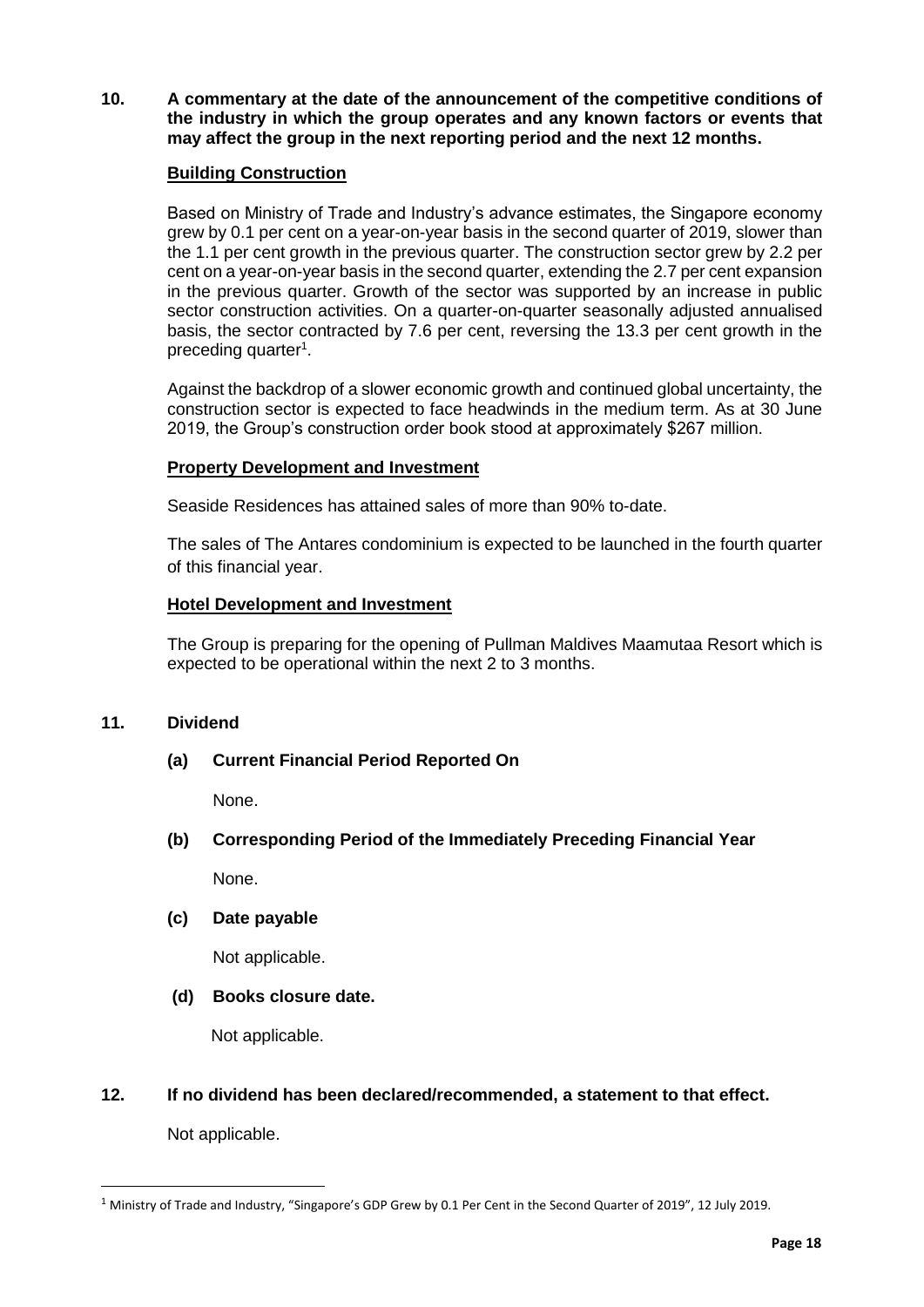**10. A commentary at the date of the announcement of the competitive conditions of the industry in which the group operates and any known factors or events that may affect the group in the next reporting period and the next 12 months.**

**Building Construction**

Based on Ministry of Trade and Industry's advance estimates, the Singapore economy grew by 0.1 per cent on a year-on-year basis in the second quarter of 2019, slower than the 1.1 per cent growth in the previous quarter. The construction sector grew by 2.2 per cent on a year-on-year basis in the second quarter, extending the 2.7 per cent expansion in the previous quarter. Growth of the sector was supported by an increase in public sector construction activities. On a quarter-on-quarter seasonally adjusted annualised basis, the sector contracted by 7.6 per cent, reversing the 13.3 per cent growth in the preceding quarter[1].

Against the backdrop of a slower economic growth and continued global uncertainty, the construction sector is expected to face headwinds in the medium term. As at 30 June 2019, the Group's construction order book stood at approximately $267 million.

**Property Development and Investment**

Seaside Residences has attained sales of more than 90% to-date.

The sales of The Antares condominium is expected to be launched in the fourth quarter of this financial year.

**Hotel Development and Investment**

The Group is preparing for the opening of Pullman Maldives Maamutaa Resort which is expected to be operational within the next 2 to 3 months.

**11. Dividend**

**(a) Current Financial Period Reported On**

None.

**(b) Corresponding Period of the Immediately Preceding Financial Year**

None.

**(c) Date payable**

Not applicable.

**(d) Books closure date.**

Not applicable.

**12. If no dividend has been declared/recommended, a statement to that effect.**

Not applicable.

[1] Ministry of Trade and Industry, "Singapore's GDP Grew by 0.1 Per Cent in the Second Quarter of 2019", 12 July 2019.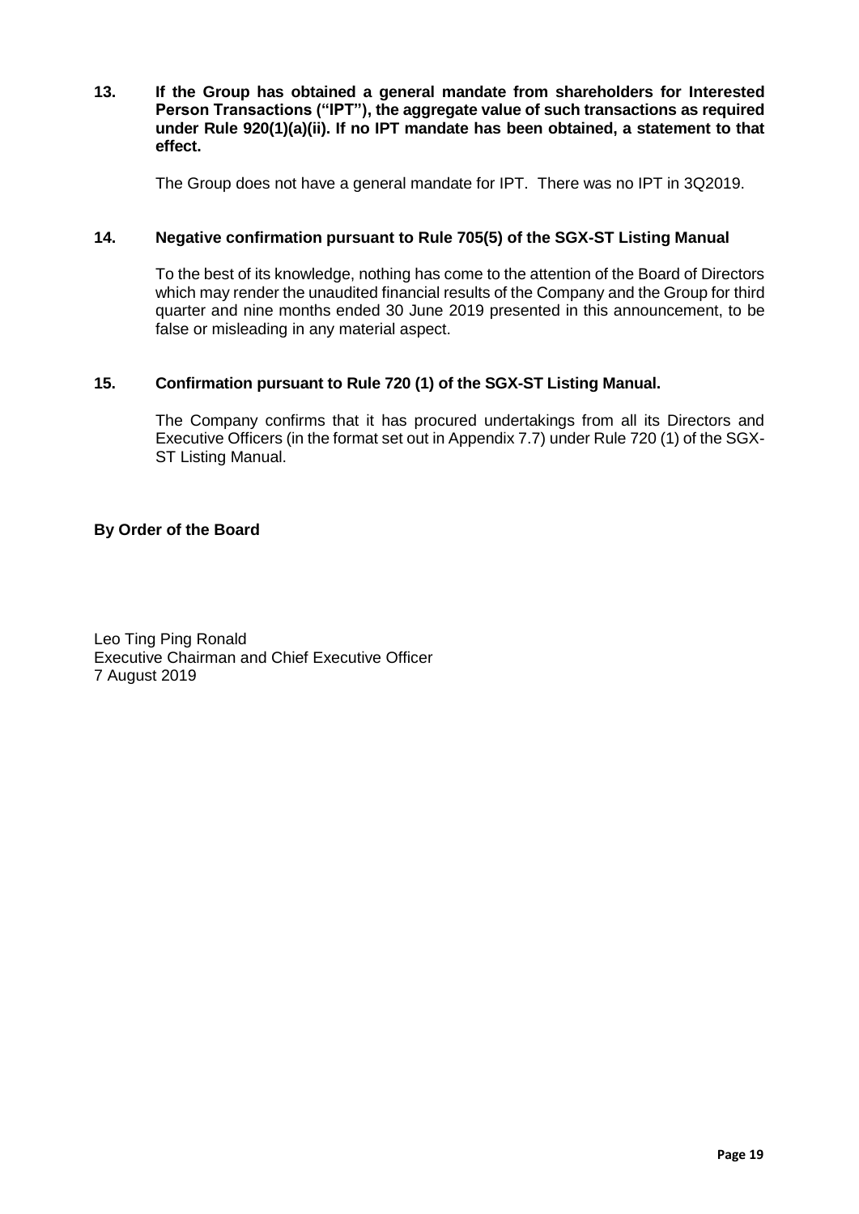**13. If the Group has obtained a general mandate from shareholders for Interested Person Transactions ("IPT"), the aggregate value of such transactions as required under Rule 920(1)(a)(ii). If no IPT mandate has been obtained, a statement to that effect.**

The Group does not have a general mandate for IPT. There was no IPT in 3Q2019.

**14. Negative confirmation pursuant to Rule 705(5) of the SGX-ST Listing Manual**

To the best of its knowledge, nothing has come to the attention of the Board of Directors which may render the unaudited financial results of the Company and the Group for third quarter and nine months ended 30 June 2019 presented in this announcement, to be false or misleading in any material aspect.

**15. Confirmation pursuant to Rule 720 (1) of the SGX-ST Listing Manual.**

The Company confirms that it has procured undertakings from all its Directors and Executive Officers (in the format set out in Appendix 7.7) under Rule 720 (1) of the SGX-ST Listing Manual.

**By Order of the Board**

Leo Ting Ping Ronald
Executive Chairman and Chief Executive Officer
7 August 2019